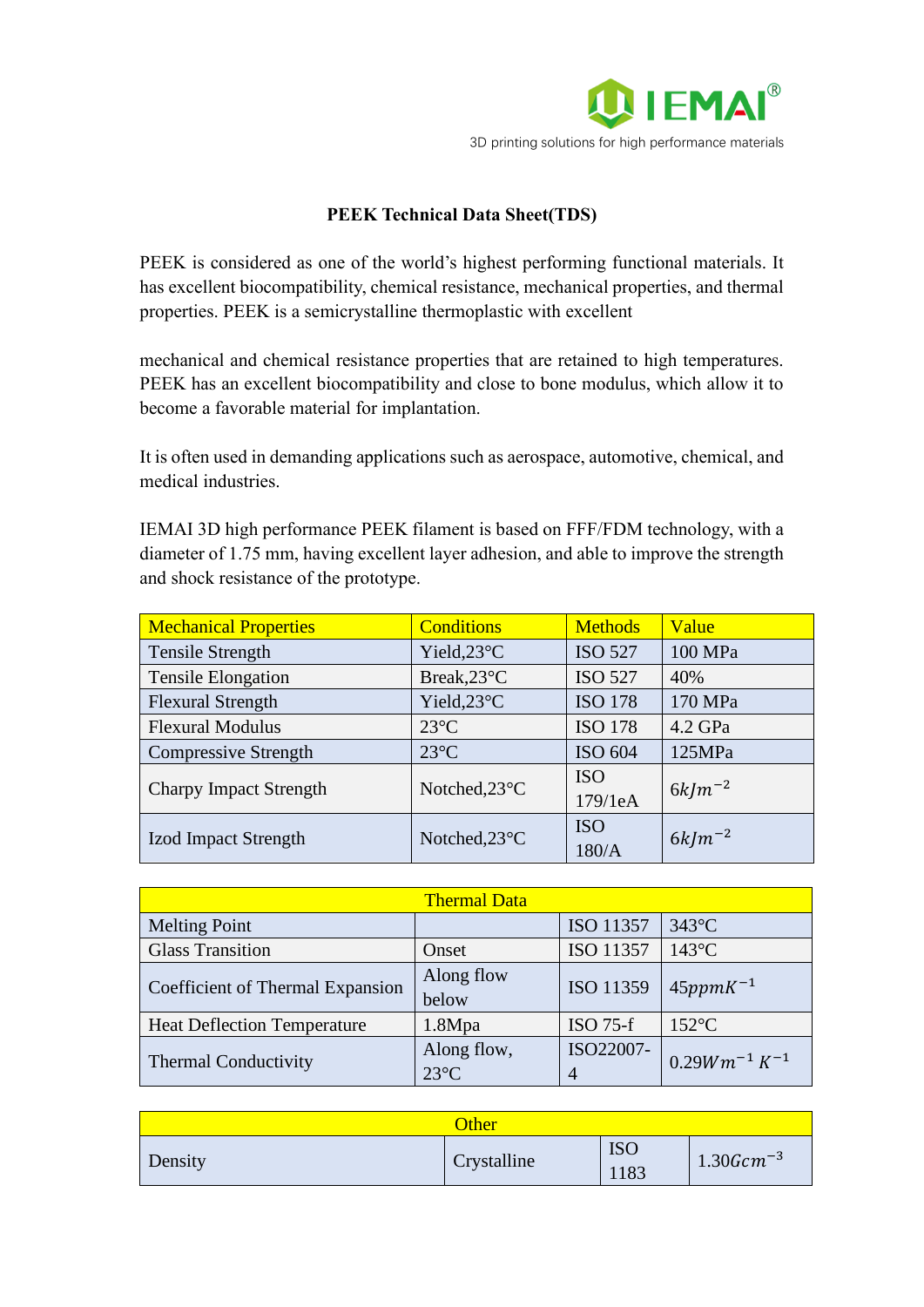IEMAI®

3D printing solutions for high performance materials

# PEEK Technical Data Sheet(TDS)

PEEK is considered as one of the world's highest performing functional materials. It has excellent biocompatibility, chemical resistance, mechanical properties, and thermal properties. PEEK is a semicrystalline thermoplastic with excellent

mechanical and chemical resistance properties that are retained to high temperatures. PEEK has an excellent biocompatibility and close to bone modulus, which allow it to become a favorable material for implantation.

It is often used in demanding applications such as aerospace, automotive, chemical, and medical industries.

IEMAI 3D high performance PEEK filament is based on FFF/FDM technology, with a diameter of 1.75 mm, having excellent layer adhesion, and able to improve the strength and shock resistance of the prototype.

| Mechanical Properties | Conditions | Methods | Value |
| --- | --- | --- | --- |
| Tensile Strength | Yield,23°C | ISO 527 | 100 MPa |
| Tensile Elongation | Break,23°C | ISO 527 | 40% |
| Flexural Strength | Yield,23°C | ISO 178 | 170 MPa |
| Flexural Modulus | 23°C | ISO 178 | 4.2 GPa |
| Compressive Strength | 23°C | ISO 604 | 125MPa |
| Charpy Impact Strength | Notched,23°C | ISO 179/1eA | $6kJm^{-2}$ |
| Izod Impact Strength | Notched,23°C | ISO 180/A | $6kJm^{-2}$ |

| Thermal Data | | | |
| --- | --- | --- | --- |
| Melting Point | | ISO 11357 | 343°C |
| Glass Transition | Onset | ISO 11357 | 143°C |
| Coefficient of Thermal Expansion | Along flow below | ISO 11359 | $45ppmK^{-1}$ |
| Heat Deflection Temperature | 1.8Mpa | ISO 75-f | 152°C |
| Thermal Conductivity | Along flow, 23°C | ISO22007-4 | $0.29Wm^{-1}K^{-1}$ |

| Other | | | |
| --- | --- | --- | --- |
| Density | Crystalline | ISO 1183 | $1.30Gcm^{-3}$ |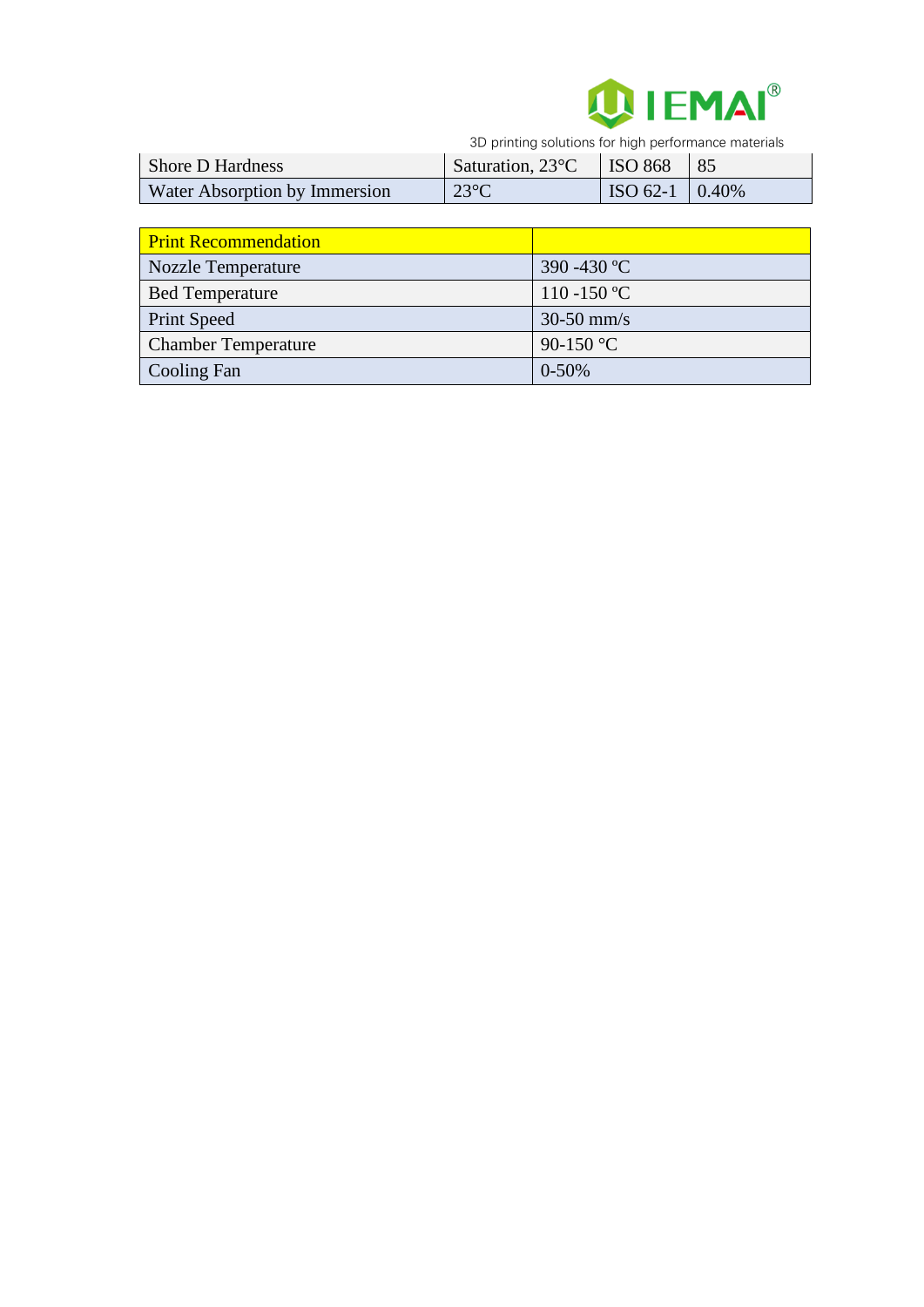| | | | |
|---|---|---|---|
| Shore D Hardness | Saturation, 23°C | ISO 868 | 85 |
| Water Absorption by Immersion | 23°C | ISO 62-1 | 0.40% |

| Print Recommendation | |
|---|---|
| Nozzle Temperature | 390 -430 ºC |
| Bed Temperature | 110 -150 ºC |
| Print Speed | 30-50 mm/s |
| Chamber Temperature | 90-150 °C |
| Cooling Fan | 0-50% |